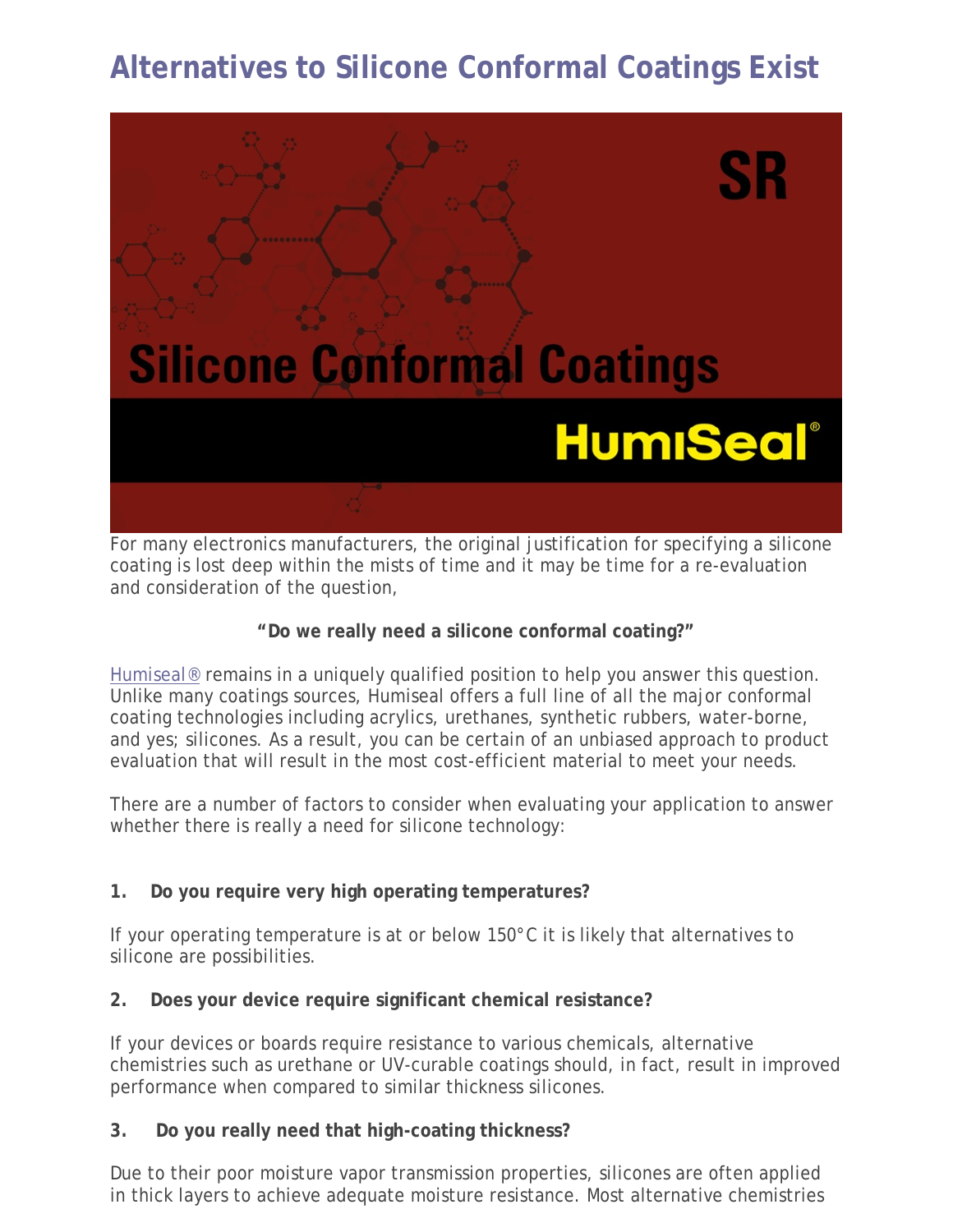# Alternatives to Silicone Conformal Coatings Exist

For many electronics manufacturers, the original justification for specifying a silicone coating is lost deep within the mists of time and it may be time for a re-evaluation and consideration of the question,

**"Do we really need a silicone conformal coating?"**

Humiseal® remains in a uniquely qualified position to help you answer this question. Unlike many coatings sources, Humiseal offers a full line of all the major conformal coating technologies including acrylics, urethanes, synthetic rubbers, water-borne, and yes; silicones. As a result, you can be certain of an unbiased approach to product evaluation that will result in the most cost-efficient material to meet your needs.

There are a number of factors to consider when evaluating your application to answer whether there is really a need for silicone technology:

**1. Do you require very high operating temperatures?**

If your operating temperature is at or below 150°C it is likely that alternatives to silicone are possibilities.

**2. Does your device require significant chemical resistance?**

If your devices or boards require resistance to various chemicals, alternative chemistries such as urethane or UV-curable coatings should, in fact, result in improved performance when compared to similar thickness silicones.

**3. Do you really need that high-coating thickness?**

Due to their poor moisture vapor transmission properties, silicones are often applied in thick layers to achieve adequate moisture resistance. Most alternative chemistries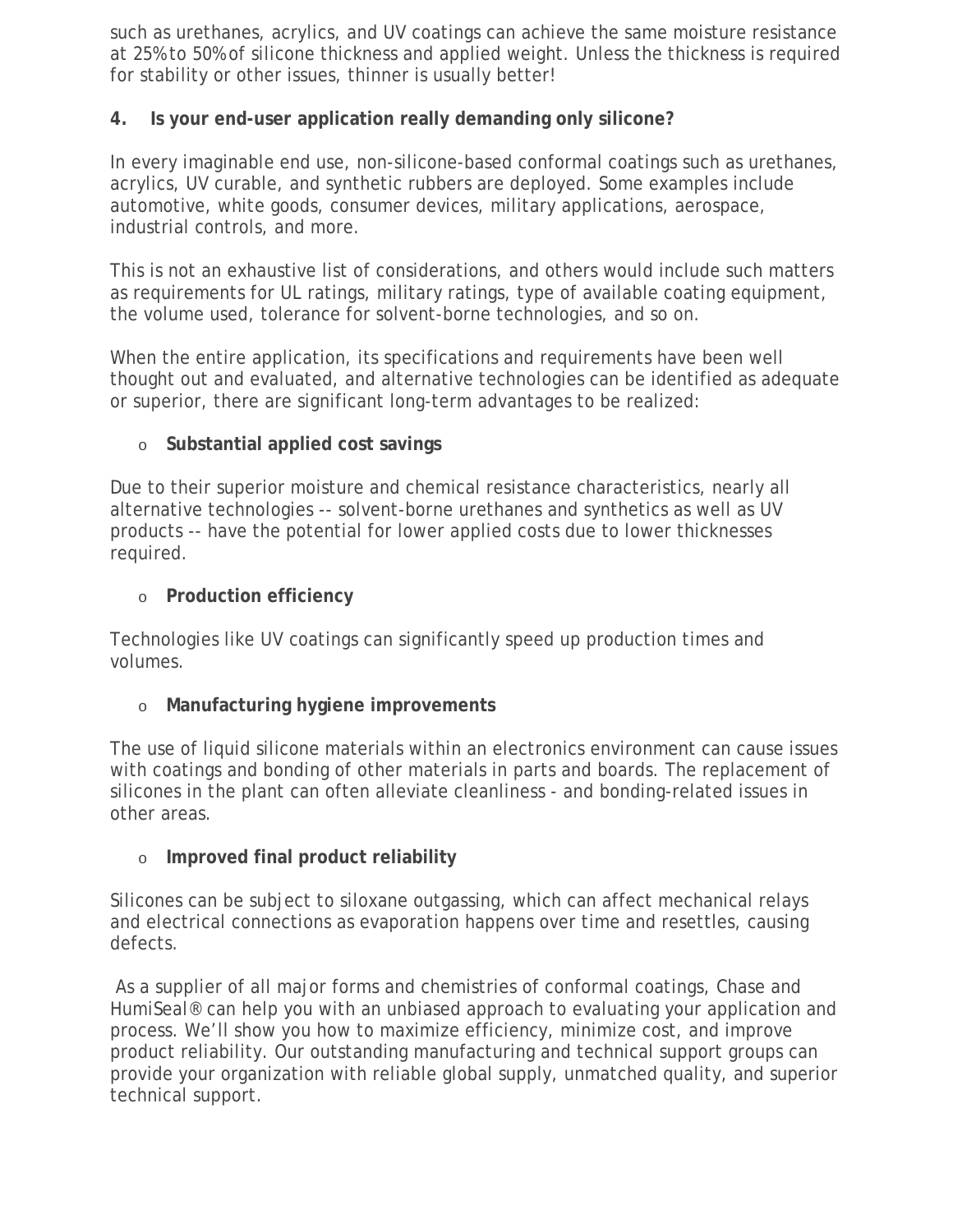such as urethanes, acrylics, and UV coatings can achieve the same moisture resistance at 25% to 50% of silicone thickness and applied weight. Unless the thickness is required for stability or other issues, thinner is usually better!

**4. Is your end-user application really demanding only silicone?**

In every imaginable end use, non-silicone-based conformal coatings such as urethanes, acrylics, UV curable, and synthetic rubbers are deployed. Some examples include automotive, white goods, consumer devices, military applications, aerospace, industrial controls, and more.

This is not an exhaustive list of considerations, and others would include such matters as requirements for UL ratings, military ratings, type of available coating equipment, the volume used, tolerance for solvent-borne technologies, and so on.

When the entire application, its specifications and requirements have been well thought out and evaluated, and alternative technologies can be identified as adequate or superior, there are significant long-term advantages to be realized:

- **Substantial applied cost savings**

Due to their superior moisture and chemical resistance characteristics, nearly all alternative technologies -- solvent-borne urethanes and synthetics as well as UV products -- have the potential for lower applied costs due to lower thicknesses required.

- **Production efficiency**

Technologies like UV coatings can significantly speed up production times and volumes.

- **Manufacturing hygiene improvements**

The use of liquid silicone materials within an electronics environment can cause issues with coatings and bonding of other materials in parts and boards. The replacement of silicones in the plant can often alleviate cleanliness - and bonding-related issues in other areas.

- **Improved final product reliability**

Silicones can be subject to siloxane outgassing, which can affect mechanical relays and electrical connections as evaporation happens over time and resettles, causing defects.

As a supplier of all major forms and chemistries of conformal coatings, Chase and HumiSeal® can help you with an unbiased approach to evaluating your application and process. We'll show you how to maximize efficiency, minimize cost, and improve product reliability. Our outstanding manufacturing and technical support groups can provide your organization with reliable global supply, unmatched quality, and superior technical support.